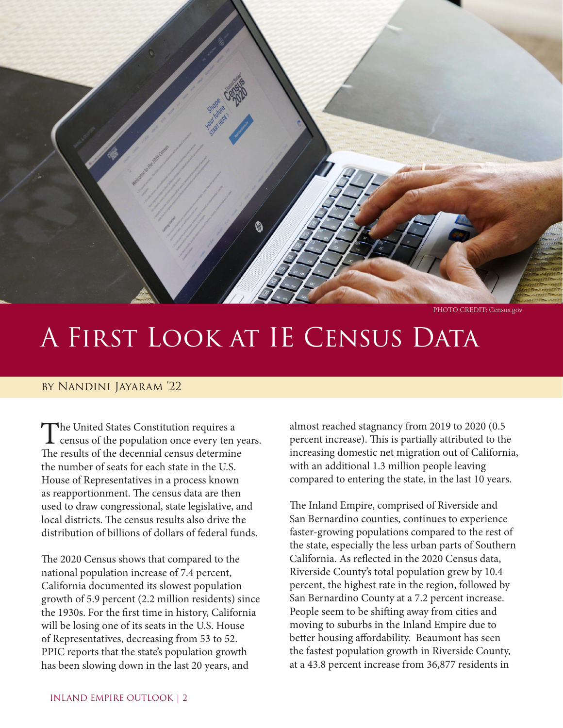PHOTO CREDIT: Census.gov

# A First Look at IE Census Data

By Nandini Jayaram '22

The United States Constitution requires a census of the population once every ten years. The results of the decennial census determine the number of seats for each state in the U.S. House of Representatives in a process known as reapportionment. The census data are then used to draw congressional, state legislative, and local districts. The census results also drive the distribution of billions of dollars of federal funds.

The 2020 Census shows that compared to the national population increase of 7.4 percent, California documented its slowest population growth of 5.9 percent (2.2 million residents) since the 1930s. For the first time in history, California will be losing one of its seats in the U.S. House of Representatives, decreasing from 53 to 52. PPIC reports that the state's population growth has been slowing down in the last 20 years, and almost reached stagnancy from 2019 to 2020 (0.5 percent increase). This is partially attributed to the increasing domestic net migration out of California, with an additional 1.3 million people leaving compared to entering the state, in the last 10 years.

The Inland Empire, comprised of Riverside and San Bernardino counties, continues to experience faster-growing populations compared to the rest of the state, especially the less urban parts of Southern California. As reflected in the 2020 Census data, Riverside County's total population grew by 10.4 percent, the highest rate in the region, followed by San Bernardino County at a 7.2 percent increase. People seem to be shifting away from cities and moving to suburbs in the Inland Empire due to better housing affordability. Beaumont has seen the fastest population growth in Riverside County, at a 43.8 percent increase from 36,877 residents in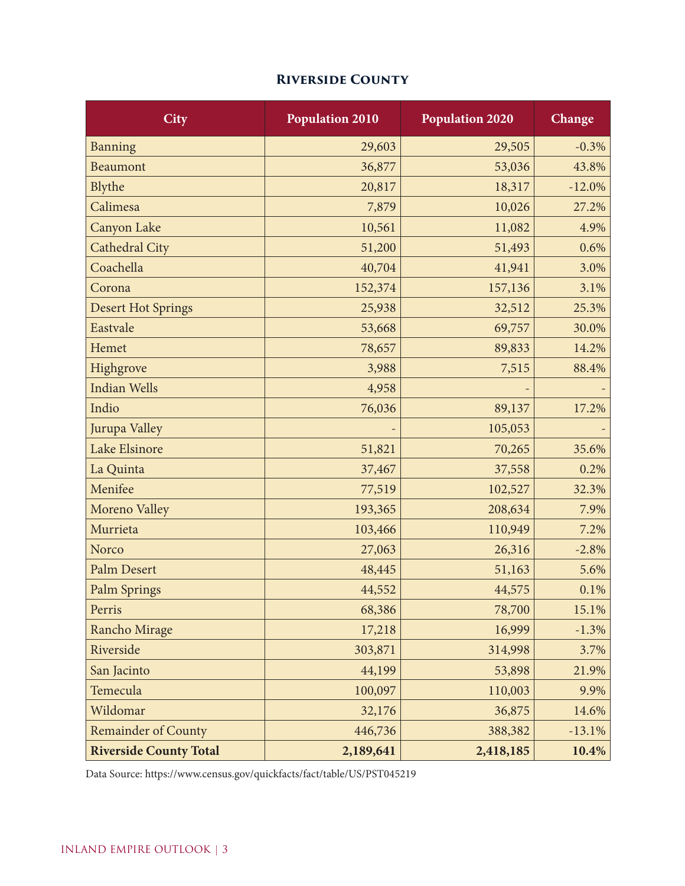## Riverside County

| City | Population 2010 | Population 2020 | Change |
|---|---|---|---|
| Banning | 29,603 | 29,505 | -0.3% |
| Beaumont | 36,877 | 53,036 | 43.8% |
| Blythe | 20,817 | 18,317 | -12.0% |
| Calimesa | 7,879 | 10,026 | 27.2% |
| Canyon Lake | 10,561 | 11,082 | 4.9% |
| Cathedral City | 51,200 | 51,493 | 0.6% |
| Coachella | 40,704 | 41,941 | 3.0% |
| Corona | 152,374 | 157,136 | 3.1% |
| Desert Hot Springs | 25,938 | 32,512 | 25.3% |
| Eastvale | 53,668 | 69,757 | 30.0% |
| Hemet | 78,657 | 89,833 | 14.2% |
| Highgrove | 3,988 | 7,515 | 88.4% |
| Indian Wells | 4,958 | - | - |
| Indio | 76,036 | 89,137 | 17.2% |
| Jurupa Valley | - | 105,053 | - |
| Lake Elsinore | 51,821 | 70,265 | 35.6% |
| La Quinta | 37,467 | 37,558 | 0.2% |
| Menifee | 77,519 | 102,527 | 32.3% |
| Moreno Valley | 193,365 | 208,634 | 7.9% |
| Murrieta | 103,466 | 110,949 | 7.2% |
| Norco | 27,063 | 26,316 | -2.8% |
| Palm Desert | 48,445 | 51,163 | 5.6% |
| Palm Springs | 44,552 | 44,575 | 0.1% |
| Perris | 68,386 | 78,700 | 15.1% |
| Rancho Mirage | 17,218 | 16,999 | -1.3% |
| Riverside | 303,871 | 314,998 | 3.7% |
| San Jacinto | 44,199 | 53,898 | 21.9% |
| Temecula | 100,097 | 110,003 | 9.9% |
| Wildomar | 32,176 | 36,875 | 14.6% |
| Remainder of County | 446,736 | 388,382 | -13.1% |
| **Riverside County Total** | **2,189,641** | **2,418,185** | **10.4%** |

Data Source: https://www.census.gov/quickfacts/fact/table/US/PST045219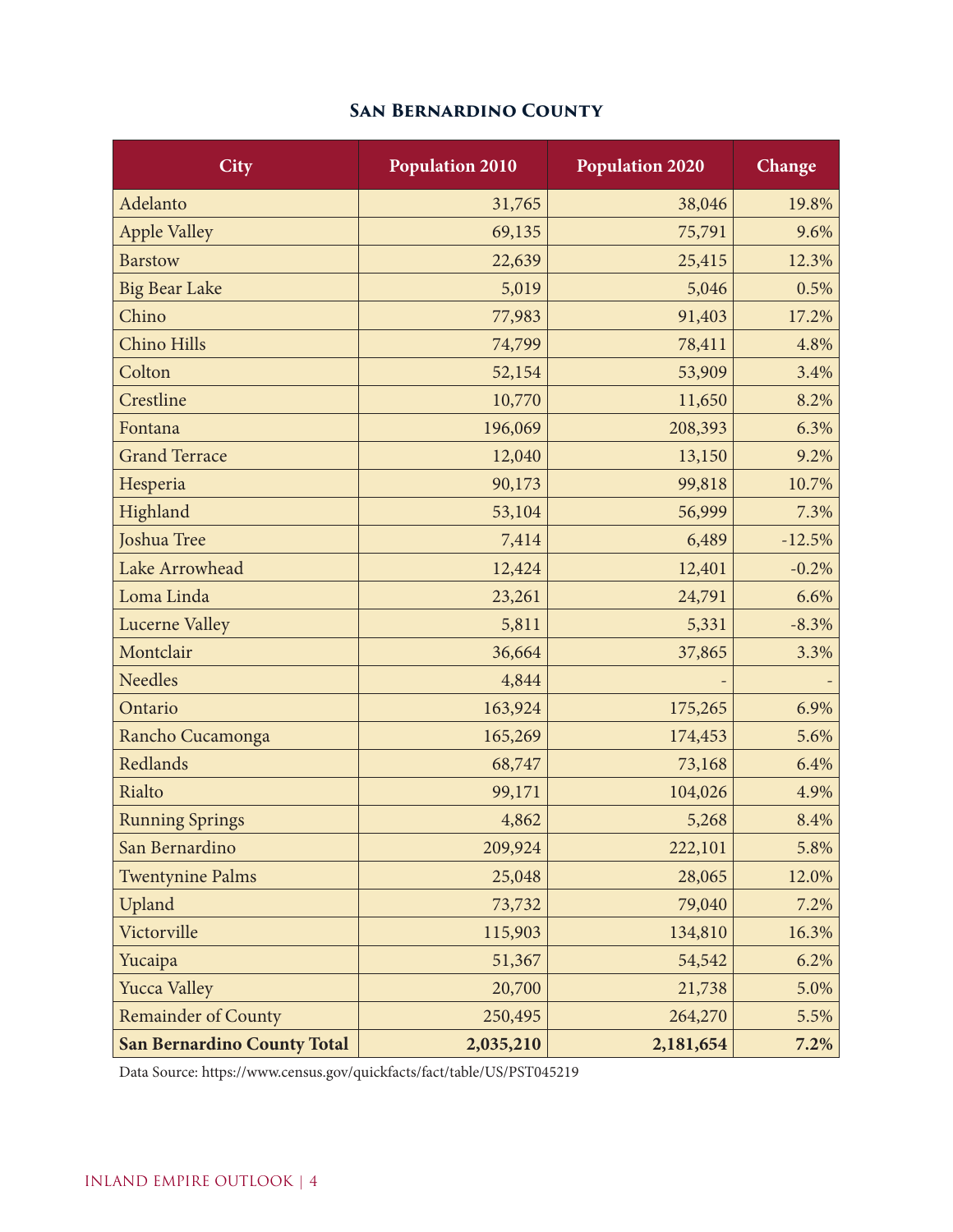## San Bernardino County

| City | Population 2010 | Population 2020 | Change |
|---|---|---|---|
| Adelanto | 31,765 | 38,046 | 19.8% |
| Apple Valley | 69,135 | 75,791 | 9.6% |
| Barstow | 22,639 | 25,415 | 12.3% |
| Big Bear Lake | 5,019 | 5,046 | 0.5% |
| Chino | 77,983 | 91,403 | 17.2% |
| Chino Hills | 74,799 | 78,411 | 4.8% |
| Colton | 52,154 | 53,909 | 3.4% |
| Crestline | 10,770 | 11,650 | 8.2% |
| Fontana | 196,069 | 208,393 | 6.3% |
| Grand Terrace | 12,040 | 13,150 | 9.2% |
| Hesperia | 90,173 | 99,818 | 10.7% |
| Highland | 53,104 | 56,999 | 7.3% |
| Joshua Tree | 7,414 | 6,489 | -12.5% |
| Lake Arrowhead | 12,424 | 12,401 | -0.2% |
| Loma Linda | 23,261 | 24,791 | 6.6% |
| Lucerne Valley | 5,811 | 5,331 | -8.3% |
| Montclair | 36,664 | 37,865 | 3.3% |
| Needles | 4,844 | - | - |
| Ontario | 163,924 | 175,265 | 6.9% |
| Rancho Cucamonga | 165,269 | 174,453 | 5.6% |
| Redlands | 68,747 | 73,168 | 6.4% |
| Rialto | 99,171 | 104,026 | 4.9% |
| Running Springs | 4,862 | 5,268 | 8.4% |
| San Bernardino | 209,924 | 222,101 | 5.8% |
| Twentynine Palms | 25,048 | 28,065 | 12.0% |
| Upland | 73,732 | 79,040 | 7.2% |
| Victorville | 115,903 | 134,810 | 16.3% |
| Yucaipa | 51,367 | 54,542 | 6.2% |
| Yucca Valley | 20,700 | 21,738 | 5.0% |
| Remainder of County | 250,495 | 264,270 | 5.5% |
| **San Bernardino County Total** | **2,035,210** | **2,181,654** | **7.2%** |

Data Source: https://www.census.gov/quickfacts/fact/table/US/PST045219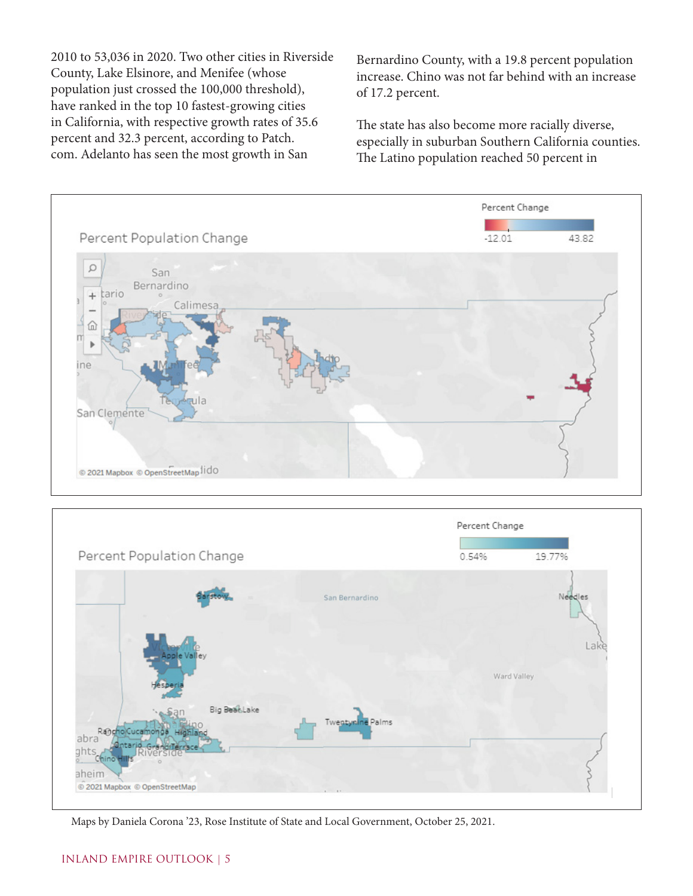2010 to 53,036 in 2020. Two other cities in Riverside County, Lake Elsinore, and Menifee (whose population just crossed the 100,000 threshold), have ranked in the top 10 fastest-growing cities in California, with respective growth rates of 35.6 percent and 32.3 percent, according to Patch.com. Adelanto has seen the most growth in San Bernardino County, with a 19.8 percent population increase. Chino was not far behind with an increase of 17.2 percent.

The state has also become more racially diverse, especially in suburban Southern California counties. The Latino population reached 50 percent in

Percent Population Change

Percent Change

-12.01 43.82

Percent Population Change

Percent Change

0.54% 19.77%

Maps by Daniela Corona '23, Rose Institute of State and Local Government, October 25, 2021.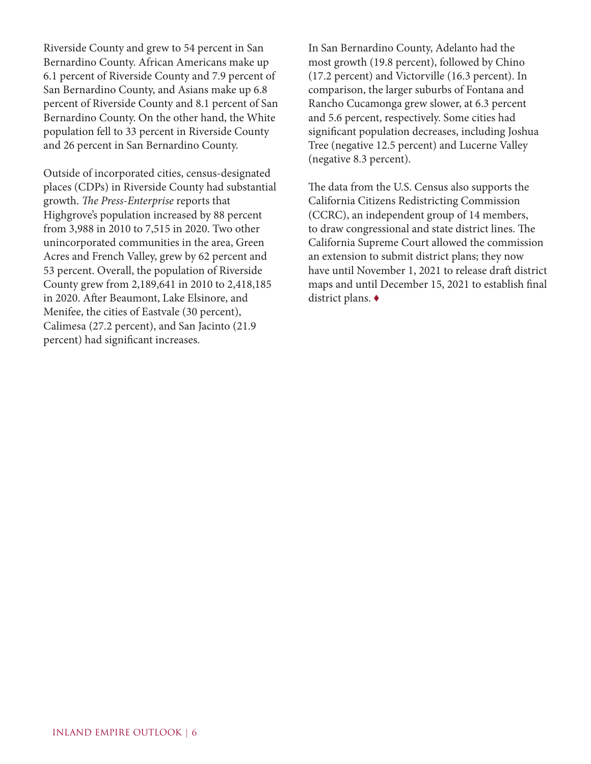Riverside County and grew to 54 percent in San Bernardino County. African Americans make up 6.1 percent of Riverside County and 7.9 percent of San Bernardino County, and Asians make up 6.8 percent of Riverside County and 8.1 percent of San Bernardino County. On the other hand, the White population fell to 33 percent in Riverside County and 26 percent in San Bernardino County.

Outside of incorporated cities, census-designated places (CDPs) in Riverside County had substantial growth. *The Press-Enterprise* reports that Highgrove's population increased by 88 percent from 3,988 in 2010 to 7,515 in 2020. Two other unincorporated communities in the area, Green Acres and French Valley, grew by 62 percent and 53 percent. Overall, the population of Riverside County grew from 2,189,641 in 2010 to 2,418,185 in 2020. After Beaumont, Lake Elsinore, and Menifee, the cities of Eastvale (30 percent), Calimesa (27.2 percent), and San Jacinto (21.9 percent) had significant increases.

In San Bernardino County, Adelanto had the most growth (19.8 percent), followed by Chino (17.2 percent) and Victorville (16.3 percent). In comparison, the larger suburbs of Fontana and Rancho Cucamonga grew slower, at 6.3 percent and 5.6 percent, respectively. Some cities had significant population decreases, including Joshua Tree (negative 12.5 percent) and Lucerne Valley (negative 8.3 percent).

The data from the U.S. Census also supports the California Citizens Redistricting Commission (CCRC), an independent group of 14 members, to draw congressional and state district lines. The California Supreme Court allowed the commission an extension to submit district plans; they now have until November 1, 2021 to release draft district maps and until December 15, 2021 to establish final district plans. ♦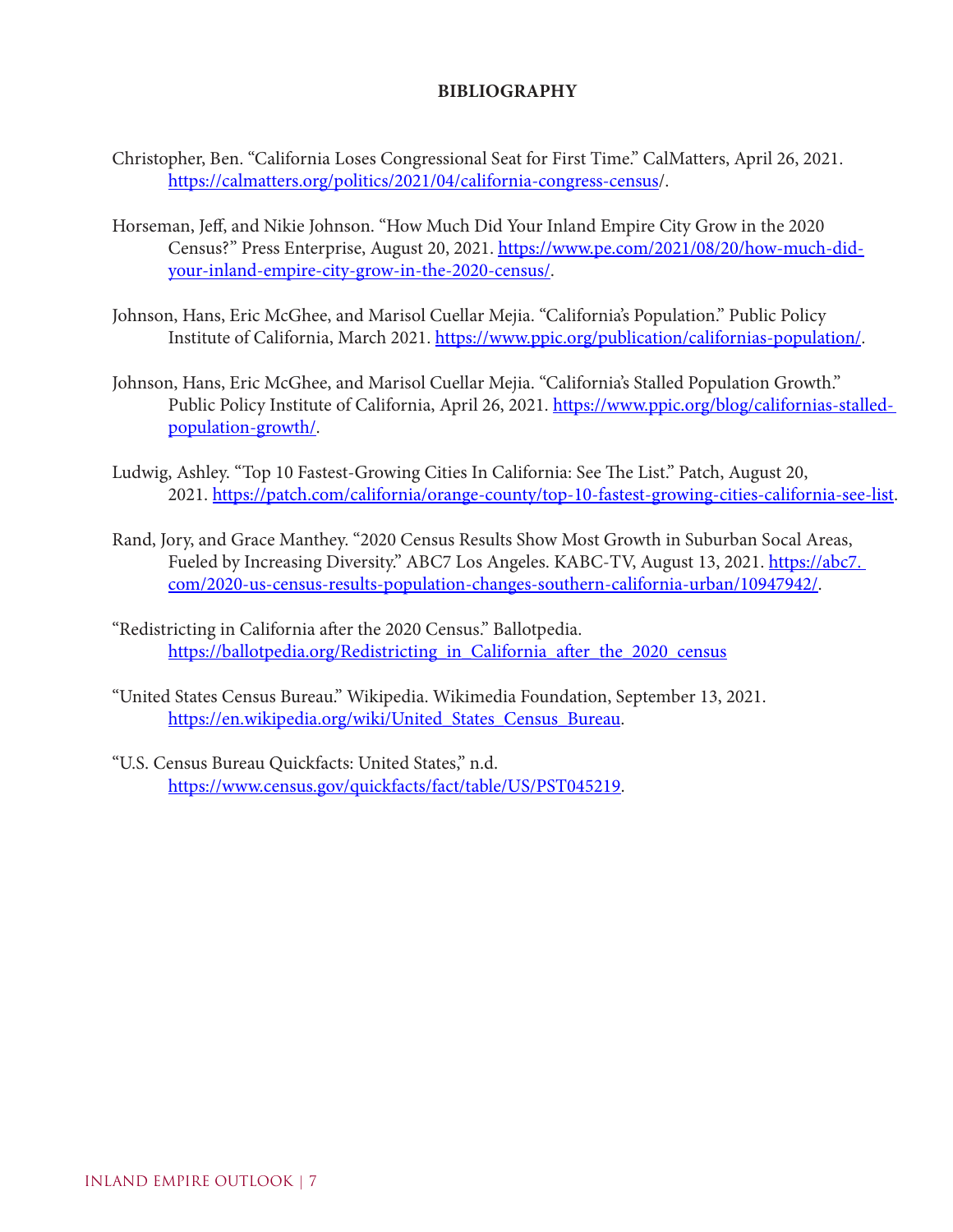**BIBLIOGRAPHY**

Christopher, Ben. "California Loses Congressional Seat for First Time." CalMatters, April 26, 2021. https://calmatters.org/politics/2021/04/california-congress-census/.

Horseman, Jeff, and Nikie Johnson. "How Much Did Your Inland Empire City Grow in the 2020 Census?" Press Enterprise, August 20, 2021. https://www.pe.com/2021/08/20/how-much-did-your-inland-empire-city-grow-in-the-2020-census/.

Johnson, Hans, Eric McGhee, and Marisol Cuellar Mejia. "California's Population." Public Policy Institute of California, March 2021. https://www.ppic.org/publication/californias-population/.

Johnson, Hans, Eric McGhee, and Marisol Cuellar Mejia. "California's Stalled Population Growth." Public Policy Institute of California, April 26, 2021. https://www.ppic.org/blog/californias-stalled-population-growth/.

Ludwig, Ashley. "Top 10 Fastest-Growing Cities In California: See The List." Patch, August 20, 2021. https://patch.com/california/orange-county/top-10-fastest-growing-cities-california-see-list.

Rand, Jory, and Grace Manthey. "2020 Census Results Show Most Growth in Suburban Socal Areas, Fueled by Increasing Diversity." ABC7 Los Angeles. KABC-TV, August 13, 2021. https://abc7.com/2020-us-census-results-population-changes-southern-california-urban/10947942/.

"Redistricting in California after the 2020 Census." Ballotpedia. https://ballotpedia.org/Redistricting_in_California_after_the_2020_census

"United States Census Bureau." Wikipedia. Wikimedia Foundation, September 13, 2021. https://en.wikipedia.org/wiki/United_States_Census_Bureau.

"U.S. Census Bureau Quickfacts: United States," n.d. https://www.census.gov/quickfacts/fact/table/US/PST045219.